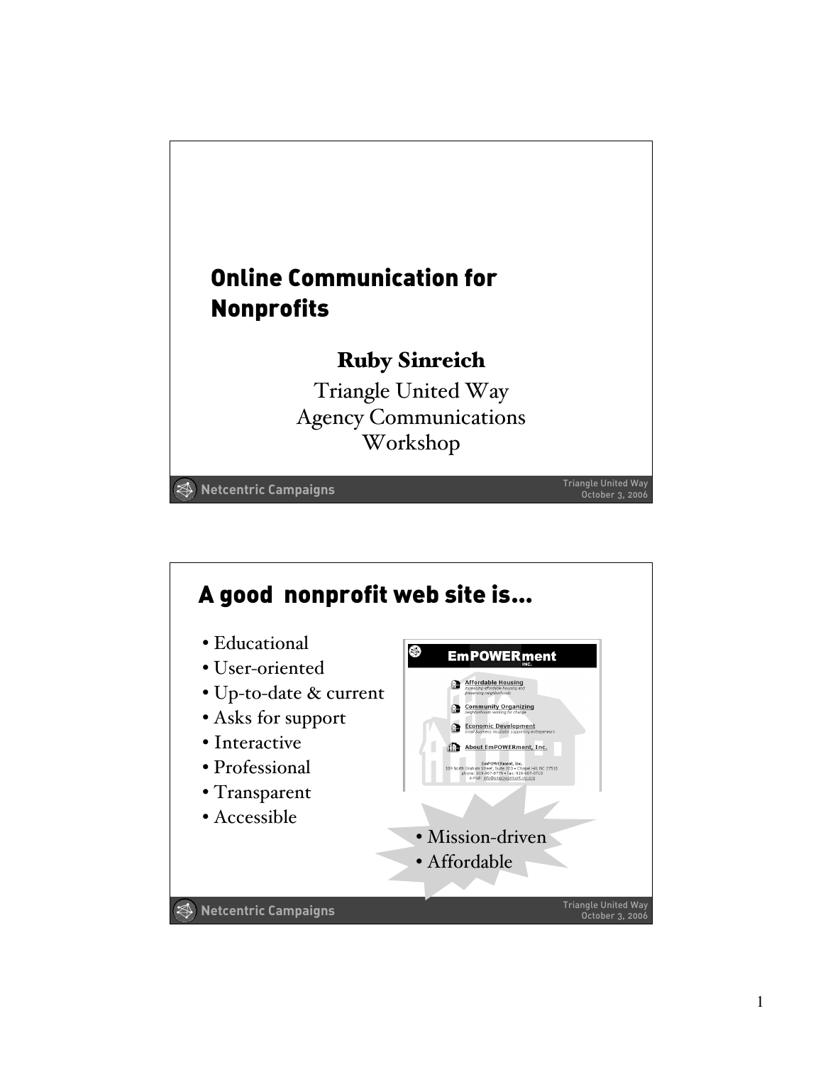# Online Communication for Nonprofits

**Ruby Sinreich**

Triangle United Way
Agency Communications
Workshop

Netcentric Campaigns — Triangle United Way, October 3, 2006

## A good nonprofit web site is…

- Educational
- User-oriented
- Up-to-date & current
- Asks for support
- Interactive
- Professional
- Transparent
- Accessible

EmPOWERment INC.

- Affordable Housing — increasing affordable housing and preserving neighborhoods
- Community Organizing — neighborhoods working for change
- Economic Development — small business incubator supporting entrepreneurs
- About EmPOWERment, Inc.

EmPOWERment, Inc.
109 North Graham Street, Suite 200 • Chapel Hill, NC 27516
phone: 919-967-8779 • fax: 919-967-0710
e-mail: info@empowerment-inc.org

- Mission-driven
- Affordable

Netcentric Campaigns — Triangle United Way, October 3, 2006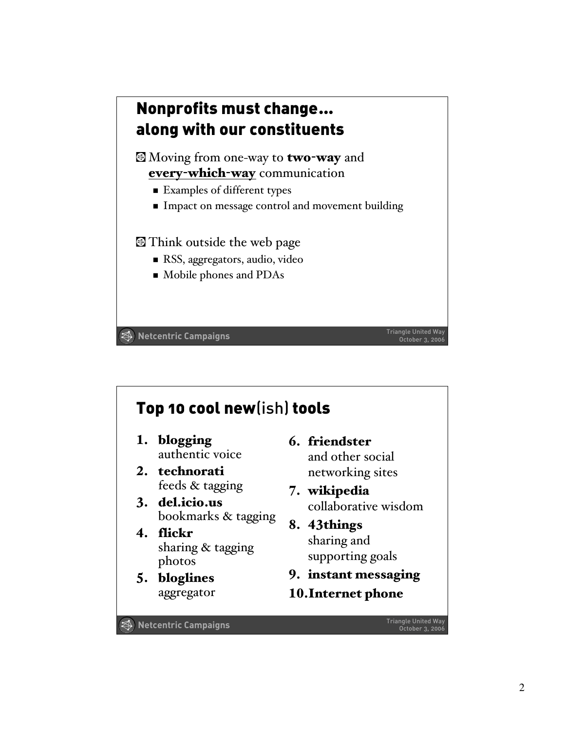## Nonprofits must change… along with our constituents

- Moving from one-way to **two-way** and **every-which-way** communication
  - Examples of different types
  - Impact on message control and movement building

- Think outside the web page
  - RSS, aggregators, audio, video
  - Mobile phones and PDAs

Netcentric Campaigns

Triangle United Way
October 3, 2006

## Top 10 cool new(ish) tools

1. **blogging**
   authentic voice
2. **technorati**
   feeds & tagging
3. **del.icio.us**
   bookmarks & tagging
4. **flickr**
   sharing & tagging photos
5. **bloglines**
   aggregator
6. **friendster**
   and other social networking sites
7. **wikipedia**
   collaborative wisdom
8. **43things**
   sharing and supporting goals
9. **instant messaging**
10. **Internet phone**

Netcentric Campaigns

Triangle United Way
October 3, 2006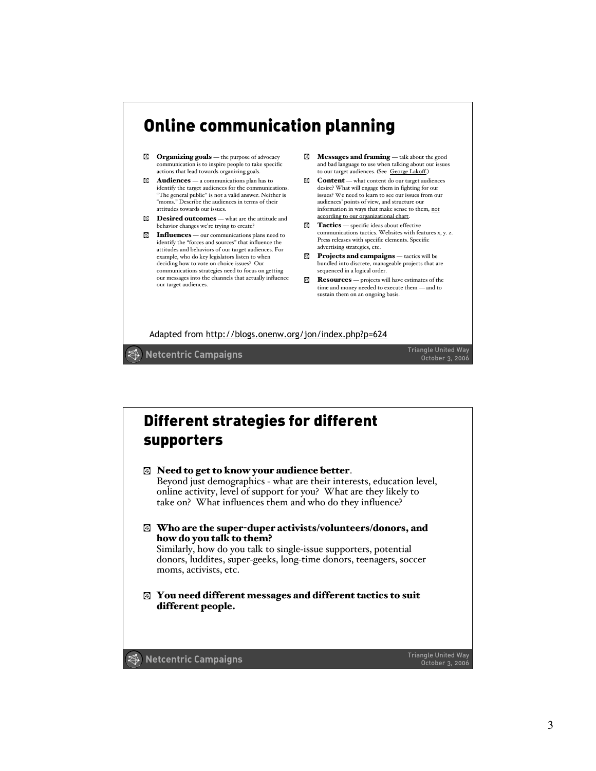# Online communication planning

- **Organizing goals** — the purpose of advocacy communication is to inspire people to take specific actions that lead towards organizing goals.
- **Audiences** — a communications plan has to identify the target audiences for the communications. "The general public" is not a valid answer. Neither is "moms." Describe the audiences in terms of their attitudes towards our issues.
- **Desired outcomes** — what are the attitude and behavior changes we're trying to create?
- **Influences** — our communications plans need to identify the "forces and sources" that influence the attitudes and behaviors of our target audiences. For example, who do key legislators listen to when deciding how to vote on choice issues? Our communications strategies need to focus on getting our messages into the channels that actually influence our target audiences.
- **Messages and framing** — talk about the good and bad language to use when talking about our issues to our target audiences. (See George Lakoff.)
- **Content** — what content do our target audiences desire? What will engage them in fighting for our issues? We need to learn to see our issues from our audiences' points of view, and structure our information in ways that make sense to them, not according to our organizational chart.
- **Tactics** — specific ideas about effective communications tactics. Websites with features x, y. z. Press releases with specific elements. Specific advertising strategies, etc.
- **Projects and campaigns** — tactics will be bundled into discrete, manageable projects that are sequenced in a logical order.
- **Resources** — projects will have estimates of the time and money needed to execute them — and to sustain them on an ongoing basis.

Adapted from http://blogs.onenw.org/jon/index.php?p=624

# Different strategies for different supporters

- **Need to get to know your audience better**.
  Beyond just demographics - what are their interests, education level, online activity, level of support for you? What are they likely to take on? What influences them and who do they influence?
- **Who are the super-duper activists/volunteers/donors, and how do you talk to them?**
  Similarly, how do you talk to single-issue supporters, potential donors, luddites, super-geeks, long-time donors, teenagers, soccer moms, activists, etc.
- **You need different messages and different tactics to suit different people.**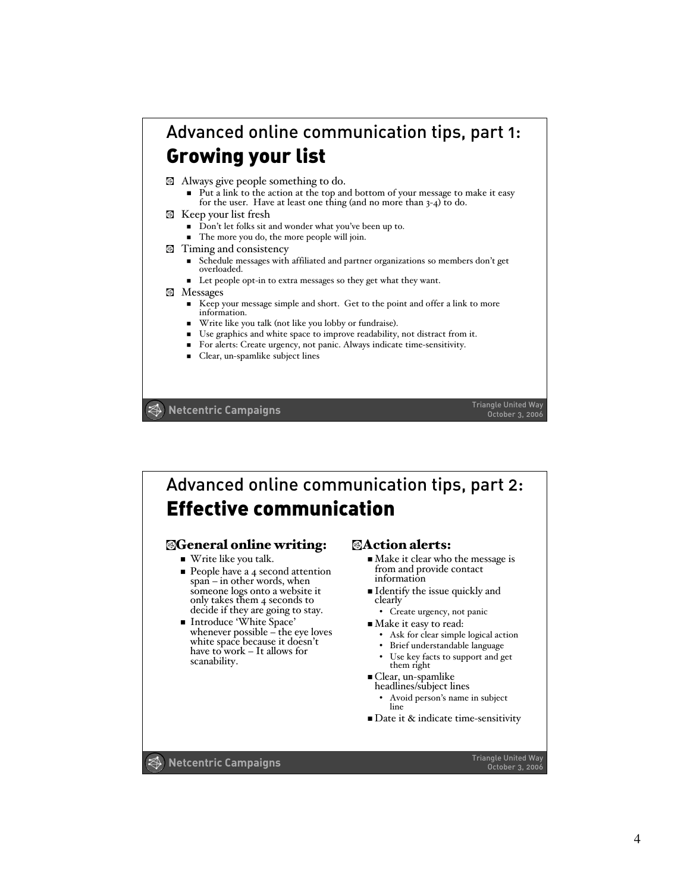## Advanced online communication tips, part 1: **Growing your list**

- Always give people something to do.
  - Put a link to the action at the top and bottom of your message to make it easy for the user. Have at least one thing (and no more than 3-4) to do.
- Keep your list fresh
  - Don't let folks sit and wonder what you've been up to.
  - The more you do, the more people will join.
- Timing and consistency
  - Schedule messages with affiliated and partner organizations so members don't get overloaded.
  - Let people opt-in to extra messages so they get what they want.
- Messages
  - Keep your message simple and short. Get to the point and offer a link to more information.
  - Write like you talk (not like you lobby or fundraise).
  - Use graphics and white space to improve readability, not distract from it.
  - For alerts: Create urgency, not panic. Always indicate time-sensitivity.
  - Clear, un-spamlike subject lines

Netcentric Campaigns — Triangle United Way, October 3, 2006

## Advanced online communication tips, part 2: **Effective communication**

### General online writing:

- Write like you talk.
- People have a 4 second attention span – in other words, when someone logs onto a website it only takes them 4 seconds to decide if they are going to stay.
- Introduce 'White Space' whenever possible – the eye loves white space because it doesn't have to work – It allows for scanability.

### Action alerts:

- Make it clear who the message is from and provide contact information
- Identify the issue quickly and clearly
  - Create urgency, not panic
- Make it easy to read:
  - Ask for clear simple logical action
  - Brief understandable language
  - Use key facts to support and get them right
- Clear, un-spamlike headlines/subject lines
  - Avoid person's name in subject line
- Date it & indicate time-sensitivity

Netcentric Campaigns — Triangle United Way, October 3, 2006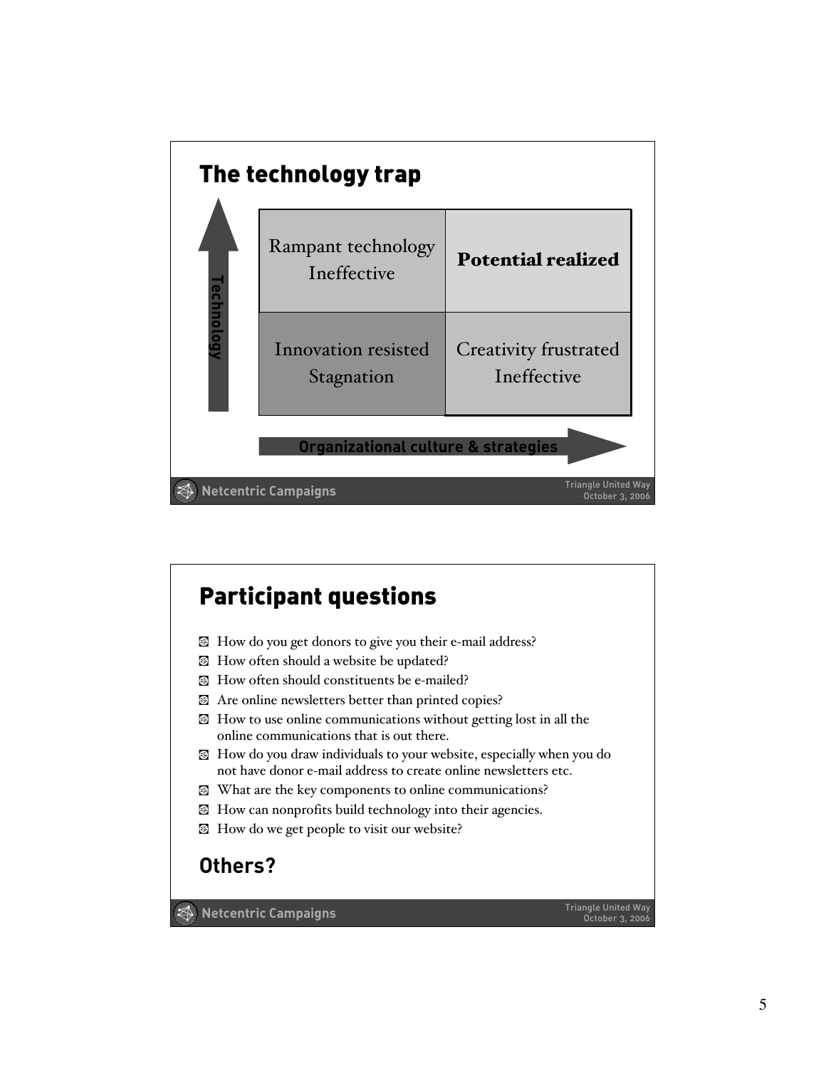## The technology trap

*Technology* (vertical axis) / *Organizational culture & strategies* (horizontal axis)

| | Low organizational culture & strategies | High organizational culture & strategies |
|---|---|---|
| **High technology** | Rampant technology<br>Ineffective | **Potential realized** |
| **Low technology** | Innovation resisted<br>Stagnation | Creativity frustrated<br>Ineffective |

Netcentric Campaigns — Triangle United Way, October 3, 2006

## Participant questions

- How do you get donors to give you their e-mail address?
- How often should a website be updated?
- How often should constituents be e-mailed?
- Are online newsletters better than printed copies?
- How to use online communications without getting lost in all the online communications that is out there.
- How do you draw individuals to your website, especially when you do not have donor e-mail address to create online newsletters etc.
- What are the key components to online communications?
- How can nonprofits build technology into their agencies.
- How do we get people to visit our website?

### Others?

Netcentric Campaigns — Triangle United Way, October 3, 2006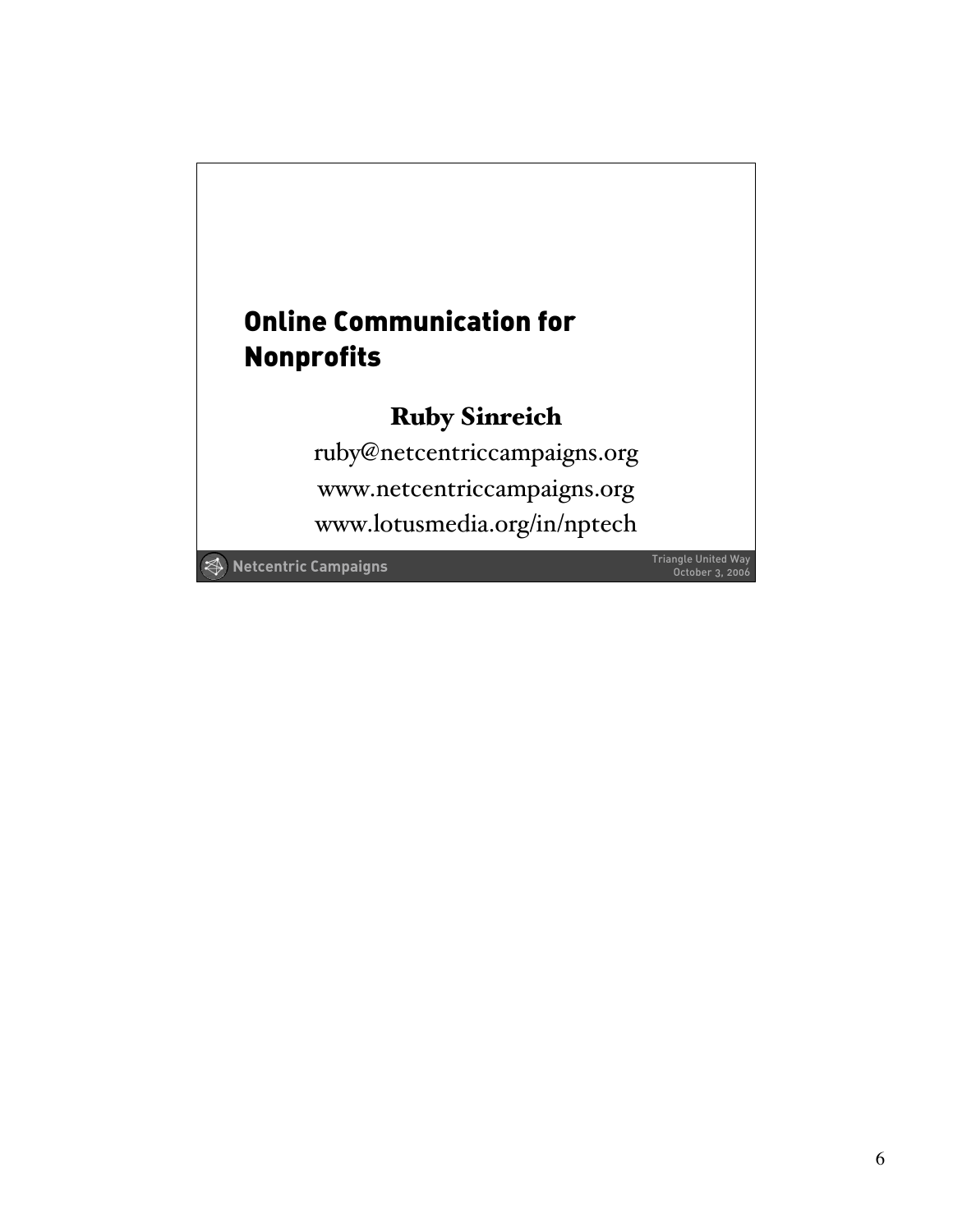# Online Communication for Nonprofits

**Ruby Sinreich**

ruby@netcentriccampaigns.org

www.netcentriccampaigns.org

www.lotusmedia.org/in/nptech

Netcentric Campaigns

Triangle United Way
October 3, 2006